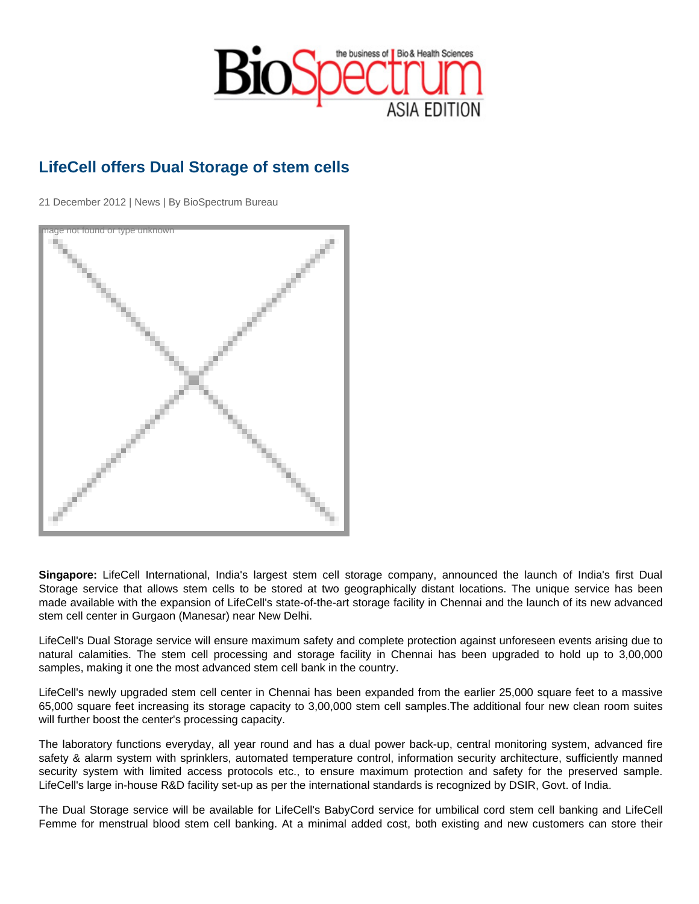# LifeCell offers Dual Storage of stem cells

21 December 2012 | News | By BioSpectrum Bureau

**Singapore:** LifeCell International, India's largest stem cell storage company, announced the launch of India's first Dual Storage service that allows stem cells to be stored at two geographically distant locations. The unique service has been made available with the expansion of LifeCell's state-of-the-art storage facility in Chennai and the launch of its new advanced stem cell center in Gurgaon (Manesar) near New Delhi.

LifeCell's Dual Storage service will ensure maximum safety and complete protection against unforeseen events arising due to natural calamities. The stem cell processing and storage facility in Chennai has been upgraded to hold up to 3,00,000 samples, making it one the most advanced stem cell bank in the country.

LifeCell's newly upgraded stem cell center in Chennai has been expanded from the earlier 25,000 square feet to a massive 65,000 square feet increasing its storage capacity to 3,00,000 stem cell samples.The additional four new clean room suites will further boost the center's processing capacity.

The laboratory functions everyday, all year round and has a dual power back-up, central monitoring system, advanced fire safety & alarm system with sprinklers, automated temperature control, information security architecture, sufficiently manned security system with limited access protocols etc., to ensure maximum protection and safety for the preserved sample. LifeCell's large in-house R&D facility set-up as per the international standards is recognized by DSIR, Govt. of India.

The Dual Storage service will be available for LifeCell's BabyCord service for umbilical cord stem cell banking and LifeCell Femme for menstrual blood stem cell banking. At a minimal added cost, both existing and new customers can store their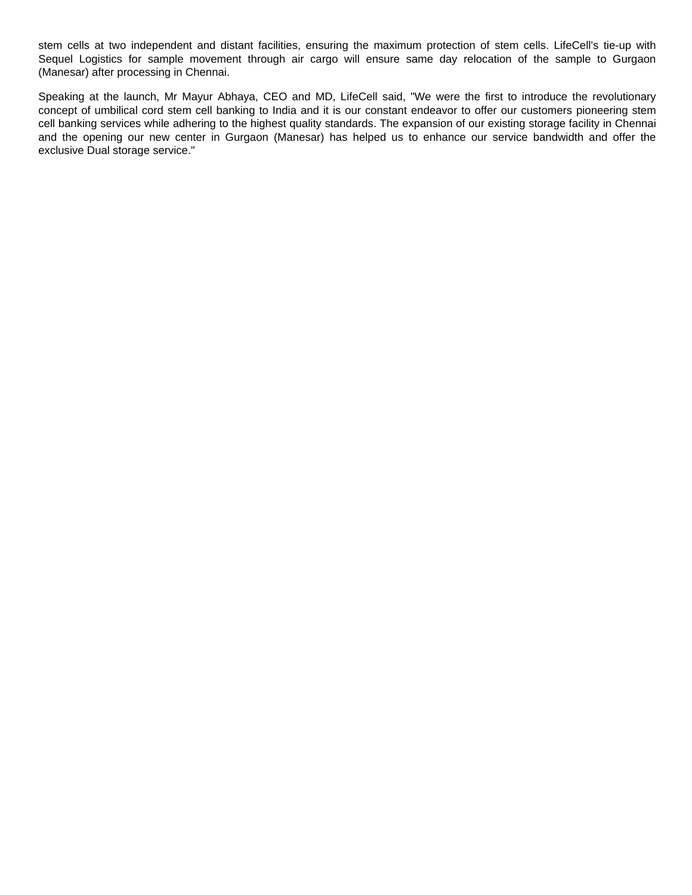stem cells at two independent and distant facilities, ensuring the maximum protection of stem cells. LifeCell's tie-up with Sequel Logistics for sample movement through air cargo will ensure same day relocation of the sample to Gurgaon (Manesar) after processing in Chennai.

Speaking at the launch, Mr Mayur Abhaya, CEO and MD, LifeCell said, "We were the first to introduce the revolutionary concept of umbilical cord stem cell banking to India and it is our constant endeavor to offer our customers pioneering stem cell banking services while adhering to the highest quality standards. The expansion of our existing storage facility in Chennai and the opening our new center in Gurgaon (Manesar) has helped us to enhance our service bandwidth and offer the exclusive Dual storage service."